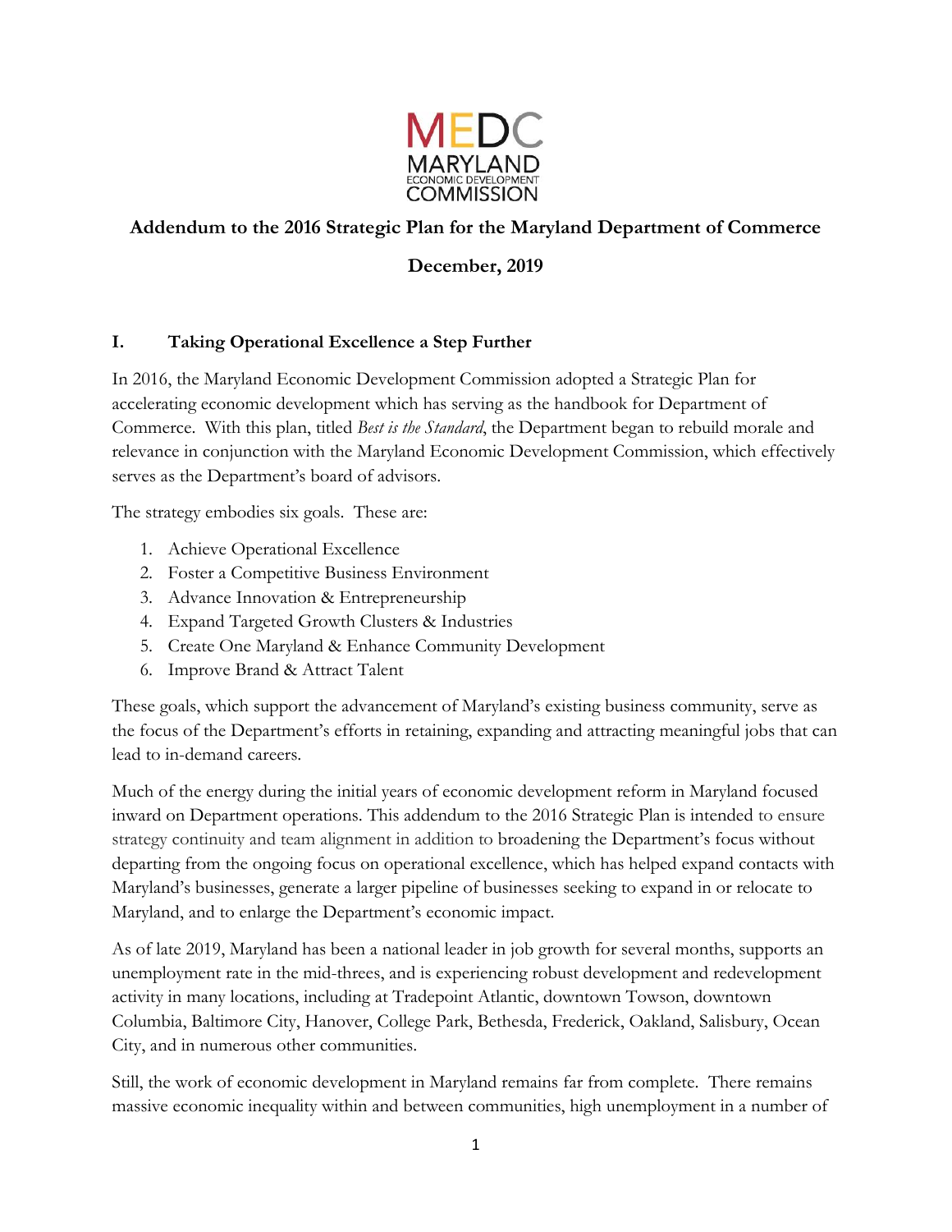MEDC
MARYLAND
ECONOMIC DEVELOPMENT
COMMISSION

# Addendum to the 2016 Strategic Plan for the Maryland Department of Commerce

## December, 2019

## I. Taking Operational Excellence a Step Further

In 2016, the Maryland Economic Development Commission adopted a Strategic Plan for accelerating economic development which has serving as the handbook for Department of Commerce. With this plan, titled *Best is the Standard*, the Department began to rebuild morale and relevance in conjunction with the Maryland Economic Development Commission, which effectively serves as the Department's board of advisors.

The strategy embodies six goals. These are:

1. Achieve Operational Excellence
2. Foster a Competitive Business Environment
3. Advance Innovation & Entrepreneurship
4. Expand Targeted Growth Clusters & Industries
5. Create One Maryland & Enhance Community Development
6. Improve Brand & Attract Talent

These goals, which support the advancement of Maryland's existing business community, serve as the focus of the Department's efforts in retaining, expanding and attracting meaningful jobs that can lead to in-demand careers.

Much of the energy during the initial years of economic development reform in Maryland focused inward on Department operations. This addendum to the 2016 Strategic Plan is intended to ensure strategy continuity and team alignment in addition to broadening the Department's focus without departing from the ongoing focus on operational excellence, which has helped expand contacts with Maryland's businesses, generate a larger pipeline of businesses seeking to expand in or relocate to Maryland, and to enlarge the Department's economic impact.

As of late 2019, Maryland has been a national leader in job growth for several months, supports an unemployment rate in the mid-threes, and is experiencing robust development and redevelopment activity in many locations, including at Tradepoint Atlantic, downtown Towson, downtown Columbia, Baltimore City, Hanover, College Park, Bethesda, Frederick, Oakland, Salisbury, Ocean City, and in numerous other communities.

Still, the work of economic development in Maryland remains far from complete. There remains massive economic inequality within and between communities, high unemployment in a number of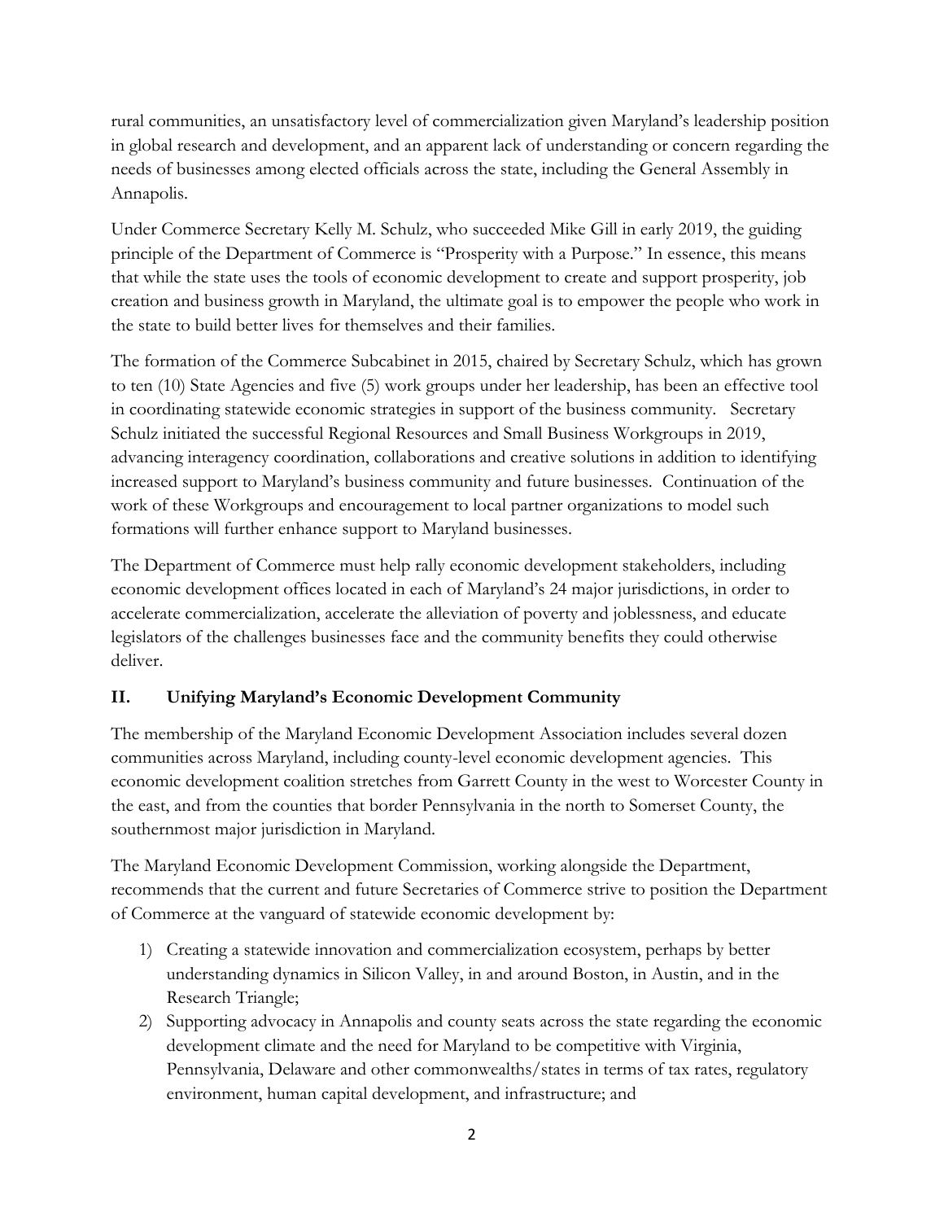rural communities, an unsatisfactory level of commercialization given Maryland's leadership position in global research and development, and an apparent lack of understanding or concern regarding the needs of businesses among elected officials across the state, including the General Assembly in Annapolis.

Under Commerce Secretary Kelly M. Schulz, who succeeded Mike Gill in early 2019, the guiding principle of the Department of Commerce is "Prosperity with a Purpose." In essence, this means that while the state uses the tools of economic development to create and support prosperity, job creation and business growth in Maryland, the ultimate goal is to empower the people who work in the state to build better lives for themselves and their families.

The formation of the Commerce Subcabinet in 2015, chaired by Secretary Schulz, which has grown to ten (10) State Agencies and five (5) work groups under her leadership, has been an effective tool in coordinating statewide economic strategies in support of the business community. Secretary Schulz initiated the successful Regional Resources and Small Business Workgroups in 2019, advancing interagency coordination, collaborations and creative solutions in addition to identifying increased support to Maryland's business community and future businesses. Continuation of the work of these Workgroups and encouragement to local partner organizations to model such formations will further enhance support to Maryland businesses.

The Department of Commerce must help rally economic development stakeholders, including economic development offices located in each of Maryland's 24 major jurisdictions, in order to accelerate commercialization, accelerate the alleviation of poverty and joblessness, and educate legislators of the challenges businesses face and the community benefits they could otherwise deliver.

## II. Unifying Maryland's Economic Development Community

The membership of the Maryland Economic Development Association includes several dozen communities across Maryland, including county-level economic development agencies. This economic development coalition stretches from Garrett County in the west to Worcester County in the east, and from the counties that border Pennsylvania in the north to Somerset County, the southernmost major jurisdiction in Maryland.

The Maryland Economic Development Commission, working alongside the Department, recommends that the current and future Secretaries of Commerce strive to position the Department of Commerce at the vanguard of statewide economic development by:

1) Creating a statewide innovation and commercialization ecosystem, perhaps by better understanding dynamics in Silicon Valley, in and around Boston, in Austin, and in the Research Triangle;
2) Supporting advocacy in Annapolis and county seats across the state regarding the economic development climate and the need for Maryland to be competitive with Virginia, Pennsylvania, Delaware and other commonwealths/states in terms of tax rates, regulatory environment, human capital development, and infrastructure; and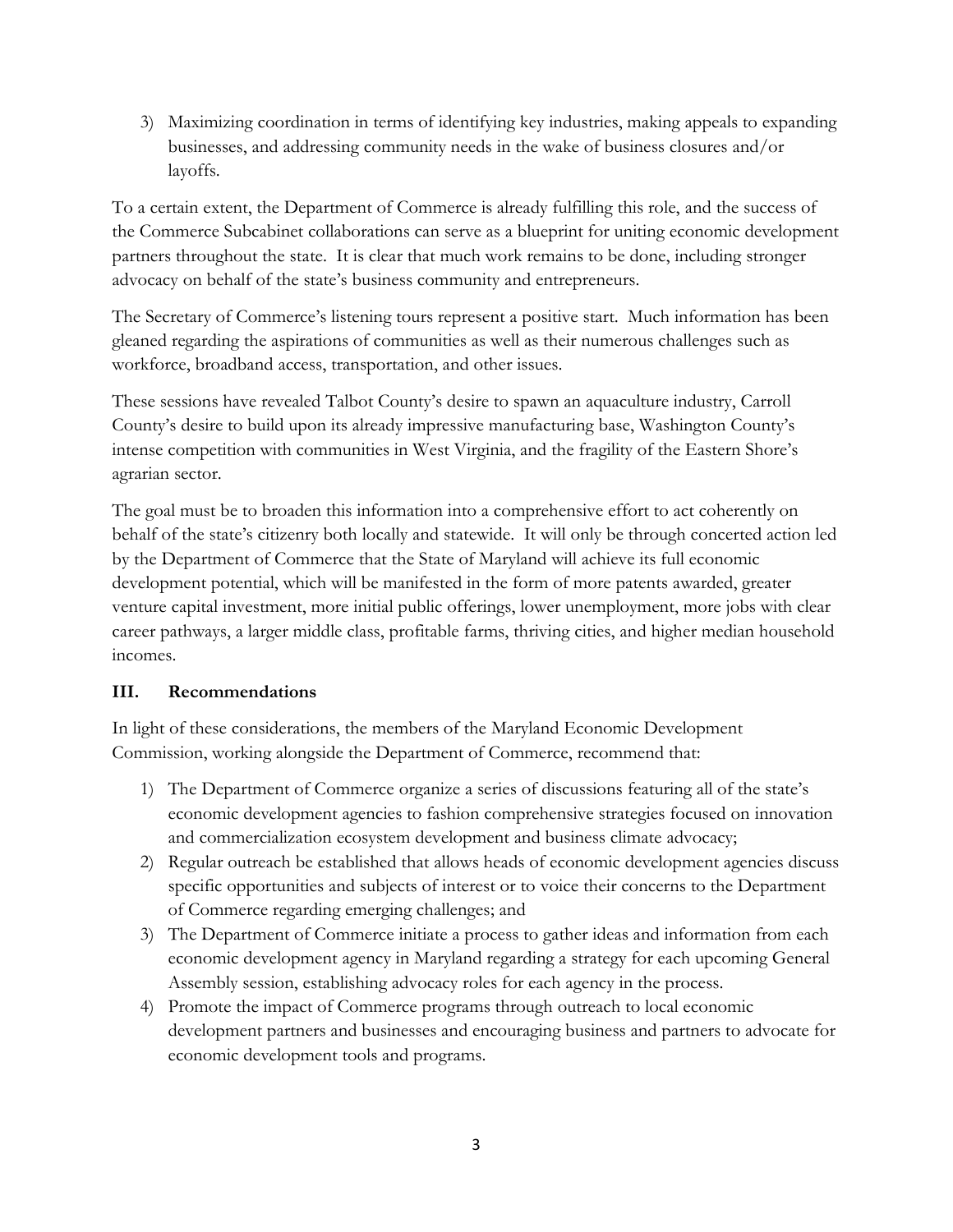3) Maximizing coordination in terms of identifying key industries, making appeals to expanding businesses, and addressing community needs in the wake of business closures and/or layoffs.

To a certain extent, the Department of Commerce is already fulfilling this role, and the success of the Commerce Subcabinet collaborations can serve as a blueprint for uniting economic development partners throughout the state. It is clear that much work remains to be done, including stronger advocacy on behalf of the state's business community and entrepreneurs.

The Secretary of Commerce's listening tours represent a positive start. Much information has been gleaned regarding the aspirations of communities as well as their numerous challenges such as workforce, broadband access, transportation, and other issues.

These sessions have revealed Talbot County's desire to spawn an aquaculture industry, Carroll County's desire to build upon its already impressive manufacturing base, Washington County's intense competition with communities in West Virginia, and the fragility of the Eastern Shore's agrarian sector.

The goal must be to broaden this information into a comprehensive effort to act coherently on behalf of the state's citizenry both locally and statewide. It will only be through concerted action led by the Department of Commerce that the State of Maryland will achieve its full economic development potential, which will be manifested in the form of more patents awarded, greater venture capital investment, more initial public offerings, lower unemployment, more jobs with clear career pathways, a larger middle class, profitable farms, thriving cities, and higher median household incomes.

## III. Recommendations

In light of these considerations, the members of the Maryland Economic Development Commission, working alongside the Department of Commerce, recommend that:

1) The Department of Commerce organize a series of discussions featuring all of the state's economic development agencies to fashion comprehensive strategies focused on innovation and commercialization ecosystem development and business climate advocacy;
2) Regular outreach be established that allows heads of economic development agencies discuss specific opportunities and subjects of interest or to voice their concerns to the Department of Commerce regarding emerging challenges; and
3) The Department of Commerce initiate a process to gather ideas and information from each economic development agency in Maryland regarding a strategy for each upcoming General Assembly session, establishing advocacy roles for each agency in the process.
4) Promote the impact of Commerce programs through outreach to local economic development partners and businesses and encouraging business and partners to advocate for economic development tools and programs.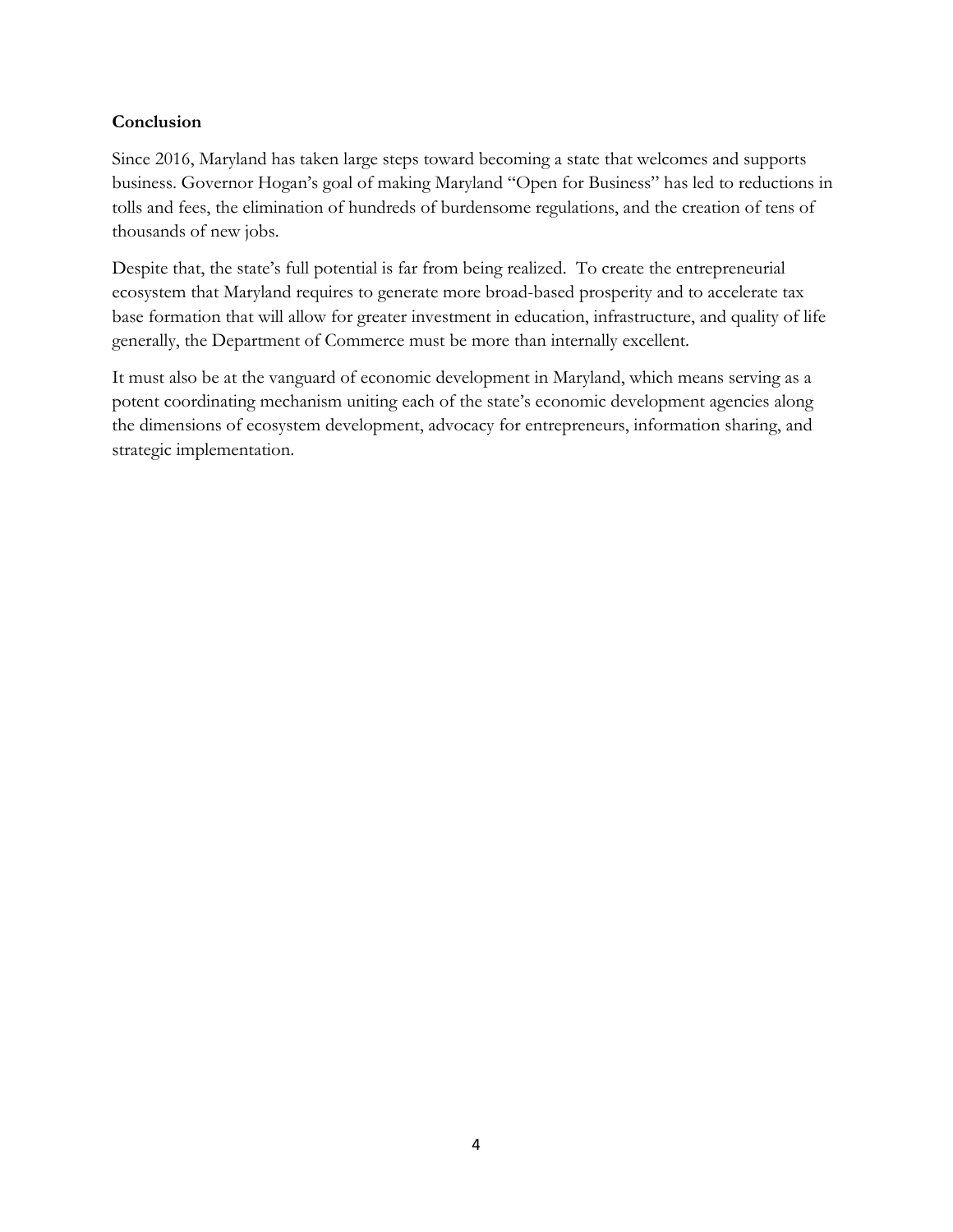**Conclusion**

Since 2016, Maryland has taken large steps toward becoming a state that welcomes and supports business. Governor Hogan's goal of making Maryland "Open for Business" has led to reductions in tolls and fees, the elimination of hundreds of burdensome regulations, and the creation of tens of thousands of new jobs.

Despite that, the state's full potential is far from being realized. To create the entrepreneurial ecosystem that Maryland requires to generate more broad-based prosperity and to accelerate tax base formation that will allow for greater investment in education, infrastructure, and quality of life generally, the Department of Commerce must be more than internally excellent.

It must also be at the vanguard of economic development in Maryland, which means serving as a potent coordinating mechanism uniting each of the state's economic development agencies along the dimensions of ecosystem development, advocacy for entrepreneurs, information sharing, and strategic implementation.